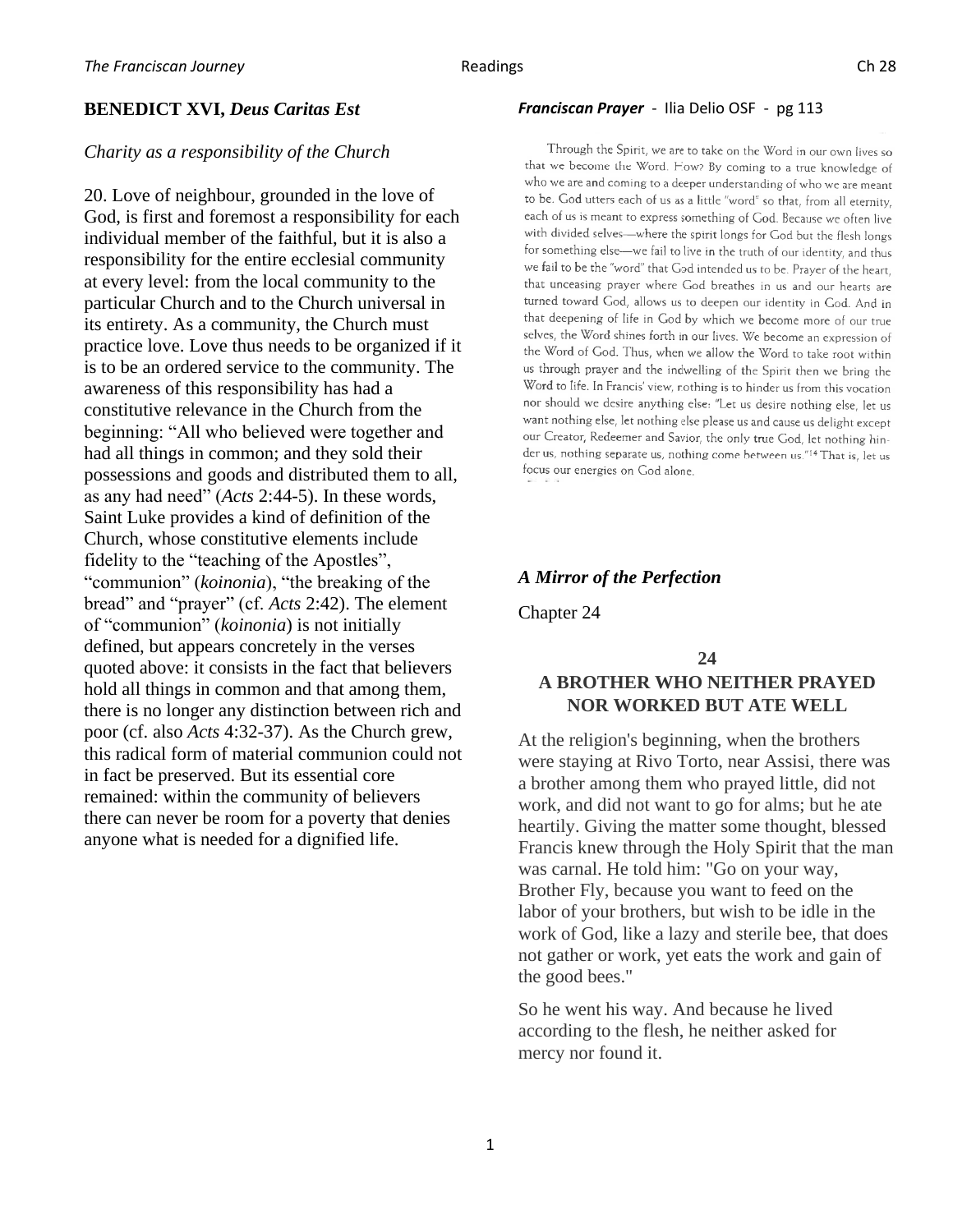## BENEDICT XVI, *Deus Caritas Est*

*Charity as a responsibility of the Church*

20. Love of neighbour, grounded in the love of God, is first and foremost a responsibility for each individual member of the faithful, but it is also a responsibility for the entire ecclesial community at every level: from the local community to the particular Church and to the Church universal in its entirety. As a community, the Church must practice love. Love thus needs to be organized if it is to be an ordered service to the community. The awareness of this responsibility has had a constitutive relevance in the Church from the beginning: "All who believed were together and had all things in common; and they sold their possessions and goods and distributed them to all, as any had need" (*Acts* 2:44-5). In these words, Saint Luke provides a kind of definition of the Church, whose constitutive elements include fidelity to the "teaching of the Apostles", "communion" (*koinonia*), "the breaking of the bread" and "prayer" (cf. *Acts* 2:42). The element of "communion" (*koinonia*) is not initially defined, but appears concretely in the verses quoted above: it consists in the fact that believers hold all things in common and that among them, there is no longer any distinction between rich and poor (cf. also *Acts* 4:32-37). As the Church grew, this radical form of material communion could not in fact be preserved. But its essential core remained: within the community of believers there can never be room for a poverty that denies anyone what is needed for a dignified life.

***Franciscan Prayer*** - Ilia Delio OSF - pg 113

Through the Spirit, we are to take on the Word in our own lives so that we become the Word. How? By coming to a true knowledge of who we are and coming to a deeper understanding of who we are meant to be. God utters each of us as a little "word" so that, from all eternity, each of us is meant to express something of God. Because we often live with divided selves—where the spirit longs for God but the flesh longs for something else—we fail to live in the truth of our identity, and thus we fail to be the "word" that God intended us to be. Prayer of the heart, that unceasing prayer where God breathes in us and our hearts are turned toward God, allows us to deepen our identity in God. And in that deepening of life in God by which we become more of our true selves, the Word shines forth in our lives. We become an expression of the Word of God. Thus, when we allow the Word to take root within us through prayer and the indwelling of the Spirit then we bring the Word to life. In Francis' view, nothing is to hinder us from this vocation nor should we desire anything else: "Let us desire nothing else, let us want nothing else, let nothing else please us and cause us delight except our Creator, Redeemer and Savior, the only true God, let nothing hinder us, nothing separate us, nothing come between us."[14] That is, let us focus our energies on God alone.

## *A Mirror of the Perfection*

Chapter 24

### 24
### A BROTHER WHO NEITHER PRAYED NOR WORKED BUT ATE WELL

At the religion's beginning, when the brothers were staying at Rivo Torto, near Assisi, there was a brother among them who prayed little, did not work, and did not want to go for alms; but he ate heartily. Giving the matter some thought, blessed Francis knew through the Holy Spirit that the man was carnal. He told him: "Go on your way, Brother Fly, because you want to feed on the labor of your brothers, but wish to be idle in the work of God, like a lazy and sterile bee, that does not gather or work, yet eats the work and gain of the good bees."

So he went his way. And because he lived according to the flesh, he neither asked for mercy nor found it.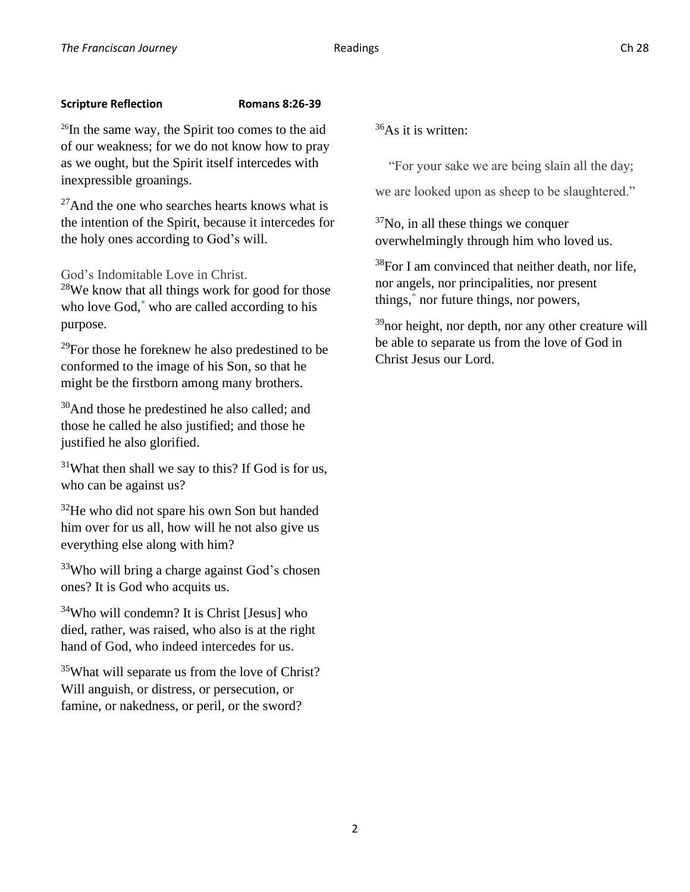**Scripture Reflection Romans 8:26-39**

[26]In the same way, the Spirit too comes to the aid of our weakness; for we do not know how to pray as we ought, but the Spirit itself intercedes with inexpressible groanings.

[27]And the one who searches hearts knows what is the intention of the Spirit, because it intercedes for the holy ones according to God's will.

God's Indomitable Love in Christ.

[28]We know that all things work for good for those who love God,* who are called according to his purpose.

[29]For those he foreknew he also predestined to be conformed to the image of his Son, so that he might be the firstborn among many brothers.

[30]And those he predestined he also called; and those he called he also justified; and those he justified he also glorified.

[31]What then shall we say to this? If God is for us, who can be against us?

[32]He who did not spare his own Son but handed him over for us all, how will he not also give us everything else along with him?

[33]Who will bring a charge against God's chosen ones? It is God who acquits us.

[34]Who will condemn? It is Christ [Jesus] who died, rather, was raised, who also is at the right hand of God, who indeed intercedes for us.

[35]What will separate us from the love of Christ? Will anguish, or distress, or persecution, or famine, or nakedness, or peril, or the sword?

[36]As it is written:

"For your sake we are being slain all the day;

we are looked upon as sheep to be slaughtered."

[37]No, in all these things we conquer overwhelmingly through him who loved us.

[38]For I am convinced that neither death, nor life, nor angels, nor principalities, nor present things,* nor future things, nor powers,

[39]nor height, nor depth, nor any other creature will be able to separate us from the love of God in Christ Jesus our Lord.